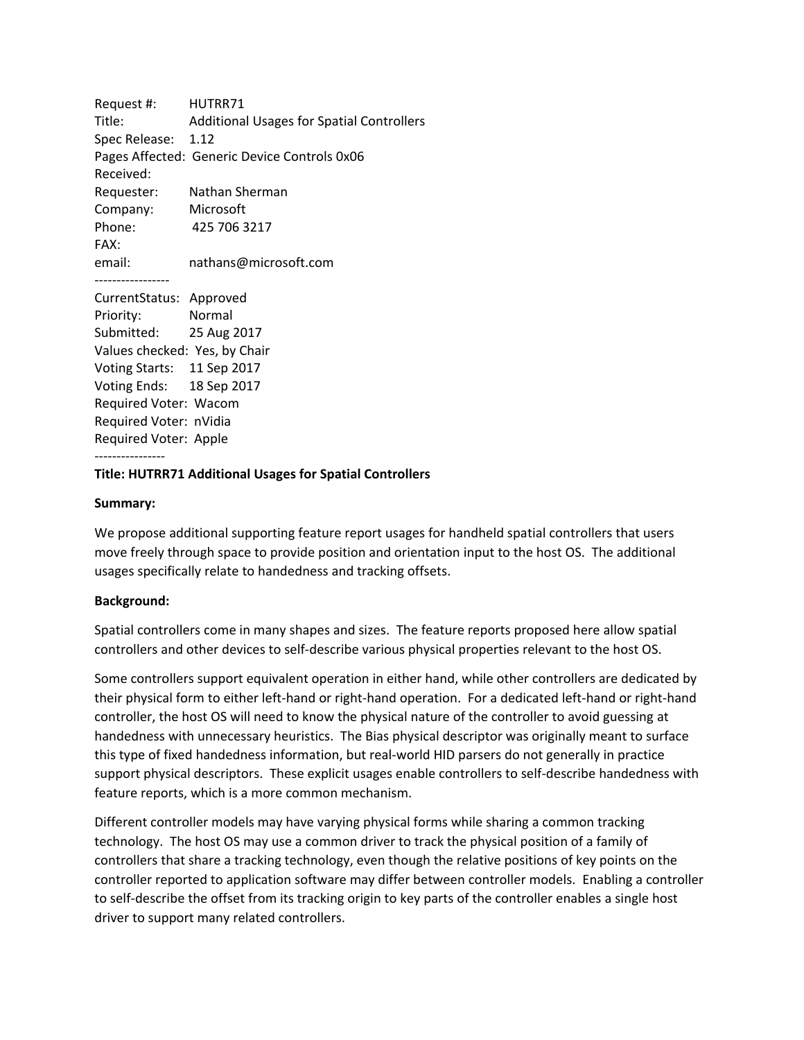Request #: HUTRR71
Title: Additional Usages for Spatial Controllers
Spec Release: 1.12
Pages Affected: Generic Device Controls 0x06
Received:
Requester: Nathan Sherman
Company: Microsoft
Phone: 425 706 3217
FAX:
email: nathans@microsoft.com

-----------------

CurrentStatus: Approved
Priority: Normal
Submitted: 25 Aug 2017
Values checked: Yes, by Chair
Voting Starts: 11 Sep 2017
Voting Ends: 18 Sep 2017
Required Voter: Wacom
Required Voter: nVidia
Required Voter: Apple

----------------

**Title: HUTRR71 Additional Usages for Spatial Controllers**

**Summary:**

We propose additional supporting feature report usages for handheld spatial controllers that users move freely through space to provide position and orientation input to the host OS. The additional usages specifically relate to handedness and tracking offsets.

**Background:**

Spatial controllers come in many shapes and sizes. The feature reports proposed here allow spatial controllers and other devices to self-describe various physical properties relevant to the host OS.

Some controllers support equivalent operation in either hand, while other controllers are dedicated by their physical form to either left-hand or right-hand operation. For a dedicated left-hand or right-hand controller, the host OS will need to know the physical nature of the controller to avoid guessing at handedness with unnecessary heuristics. The Bias physical descriptor was originally meant to surface this type of fixed handedness information, but real-world HID parsers do not generally in practice support physical descriptors. These explicit usages enable controllers to self-describe handedness with feature reports, which is a more common mechanism.

Different controller models may have varying physical forms while sharing a common tracking technology. The host OS may use a common driver to track the physical position of a family of controllers that share a tracking technology, even though the relative positions of key points on the controller reported to application software may differ between controller models. Enabling a controller to self-describe the offset from its tracking origin to key parts of the controller enables a single host driver to support many related controllers.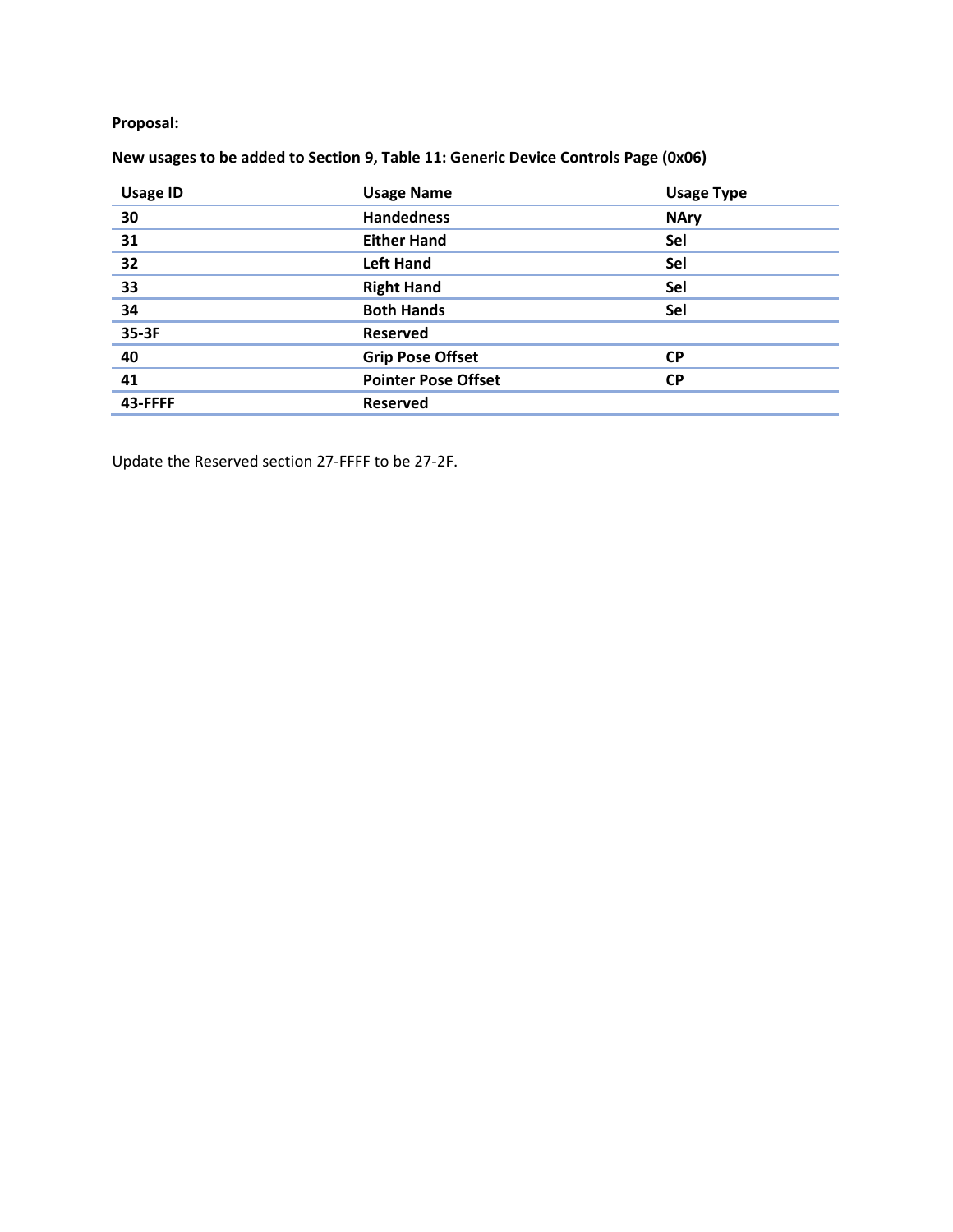**Proposal:**

**New usages to be added to Section 9, Table 11: Generic Device Controls Page (0x06)**

| Usage ID | Usage Name | Usage Type |
|---|---|---|
| **30** | **Handedness** | **NAry** |
| **31** | **Either Hand** | **Sel** |
| **32** | **Left Hand** | **Sel** |
| **33** | **Right Hand** | **Sel** |
| **34** | **Both Hands** | **Sel** |
| **35-3F** | **Reserved** | |
| **40** | **Grip Pose Offset** | **CP** |
| **41** | **Pointer Pose Offset** | **CP** |
| **43-FFFF** | **Reserved** | |

Update the Reserved section 27-FFFF to be 27-2F.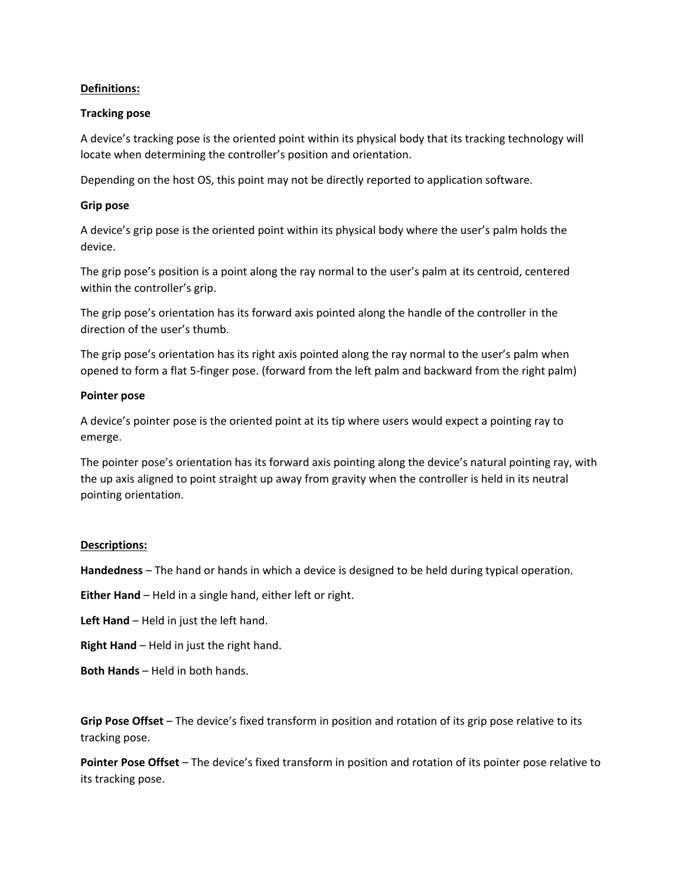**Definitions:**

**Tracking pose**

A device's tracking pose is the oriented point within its physical body that its tracking technology will locate when determining the controller's position and orientation.

Depending on the host OS, this point may not be directly reported to application software.

**Grip pose**

A device's grip pose is the oriented point within its physical body where the user's palm holds the device.

The grip pose's position is a point along the ray normal to the user's palm at its centroid, centered within the controller's grip.

The grip pose's orientation has its forward axis pointed along the handle of the controller in the direction of the user's thumb.

The grip pose's orientation has its right axis pointed along the ray normal to the user's palm when opened to form a flat 5-finger pose. (forward from the left palm and backward from the right palm)

**Pointer pose**

A device's pointer pose is the oriented point at its tip where users would expect a pointing ray to emerge.

The pointer pose's orientation has its forward axis pointing along the device's natural pointing ray, with the up axis aligned to point straight up away from gravity when the controller is held in its neutral pointing orientation.

**Descriptions:**

**Handedness** – The hand or hands in which a device is designed to be held during typical operation.

**Either Hand** – Held in a single hand, either left or right.

**Left Hand** – Held in just the left hand.

**Right Hand** – Held in just the right hand.

**Both Hands** – Held in both hands.

**Grip Pose Offset** – The device's fixed transform in position and rotation of its grip pose relative to its tracking pose.

**Pointer Pose Offset** – The device's fixed transform in position and rotation of its pointer pose relative to its tracking pose.